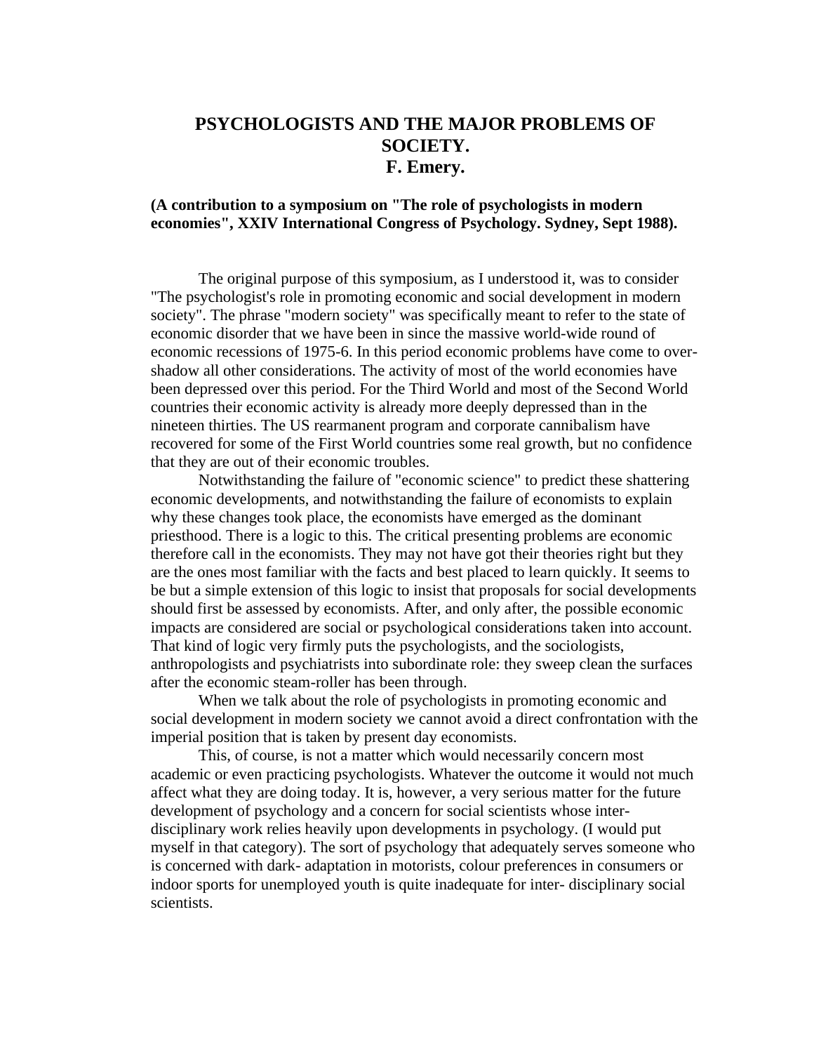# PSYCHOLOGISTS AND THE MAJOR PROBLEMS OF SOCIETY.

## F. Emery.

**(A contribution to a symposium on "The role of psychologists in modern economies", XXIV International Congress of Psychology. Sydney, Sept 1988).**

The original purpose of this symposium, as I understood it, was to consider "The psychologist's role in promoting economic and social development in modern society". The phrase "modern society" was specifically meant to refer to the state of economic disorder that we have been in since the massive world-wide round of economic recessions of 1975-6. In this period economic problems have come to over-shadow all other considerations. The activity of most of the world economies have been depressed over this period. For the Third World and most of the Second World countries their economic activity is already more deeply depressed than in the nineteen thirties. The US rearmanent program and corporate cannibalism have recovered for some of the First World countries some real growth, but no confidence that they are out of their economic troubles.

Notwithstanding the failure of "economic science" to predict these shattering economic developments, and notwithstanding the failure of economists to explain why these changes took place, the economists have emerged as the dominant priesthood. There is a logic to this. The critical presenting problems are economic therefore call in the economists. They may not have got their theories right but they are the ones most familiar with the facts and best placed to learn quickly. It seems to be but a simple extension of this logic to insist that proposals for social developments should first be assessed by economists. After, and only after, the possible economic impacts are considered are social or psychological considerations taken into account. That kind of logic very firmly puts the psychologists, and the sociologists, anthropologists and psychiatrists into subordinate role: they sweep clean the surfaces after the economic steam-roller has been through.

When we talk about the role of psychologists in promoting economic and social development in modern society we cannot avoid a direct confrontation with the imperial position that is taken by present day economists.

This, of course, is not a matter which would necessarily concern most academic or even practicing psychologists. Whatever the outcome it would not much affect what they are doing today. It is, however, a very serious matter for the future development of psychology and a concern for social scientists whose inter-disciplinary work relies heavily upon developments in psychology. (I would put myself in that category). The sort of psychology that adequately serves someone who is concerned with dark- adaptation in motorists, colour preferences in consumers or indoor sports for unemployed youth is quite inadequate for inter- disciplinary social scientists.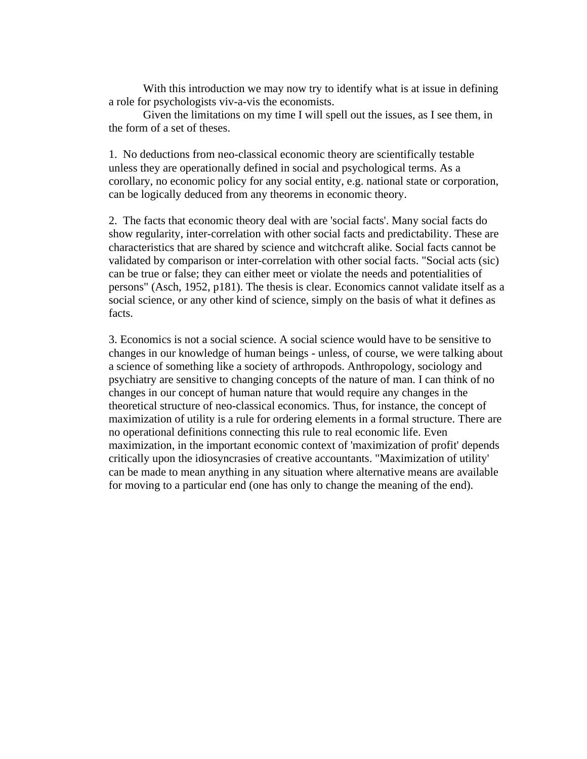With this introduction we may now try to identify what is at issue in defining a role for psychologists viv-a-vis the economists.

Given the limitations on my time I will spell out the issues, as I see them, in the form of a set of theses.

1. No deductions from neo-classical economic theory are scientifically testable unless they are operationally defined in social and psychological terms. As a corollary, no economic policy for any social entity, e.g. national state or corporation, can be logically deduced from any theorems in economic theory.

2. The facts that economic theory deal with are 'social facts'. Many social facts do show regularity, inter-correlation with other social facts and predictability. These are characteristics that are shared by science and witchcraft alike. Social facts cannot be validated by comparison or inter-correlation with other social facts. "Social acts (sic) can be true or false; they can either meet or violate the needs and potentialities of persons" (Asch, 1952, p181). The thesis is clear. Economics cannot validate itself as a social science, or any other kind of science, simply on the basis of what it defines as facts.

3. Economics is not a social science. A social science would have to be sensitive to changes in our knowledge of human beings - unless, of course, we were talking about a science of something like a society of arthropods. Anthropology, sociology and psychiatry are sensitive to changing concepts of the nature of man. I can think of no changes in our concept of human nature that would require any changes in the theoretical structure of neo-classical economics. Thus, for instance, the concept of maximization of utility is a rule for ordering elements in a formal structure. There are no operational definitions connecting this rule to real economic life. Even maximization, in the important economic context of 'maximization of profit' depends critically upon the idiosyncrasies of creative accountants. "Maximization of utility' can be made to mean anything in any situation where alternative means are available for moving to a particular end (one has only to change the meaning of the end).